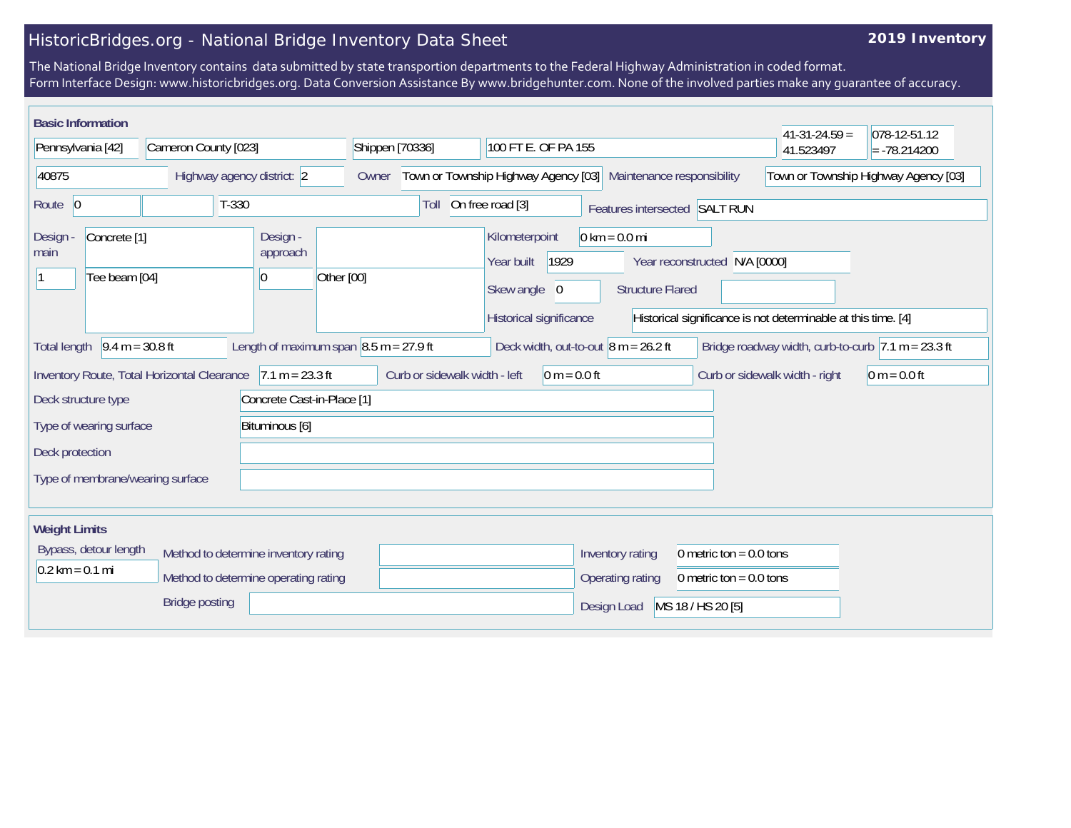# HistoricBridges.org - National Bridge Inventory Data Sheet

**2019 Inventory**

The National Bridge Inventory contains data submitted by state transportion departments to the Federal Highway Administration in coded format.
Form Interface Design: www.historicbridges.org. Data Conversion Assistance By www.bridgehunter.com. None of the involved parties make any guarantee of accuracy.

## Basic Information

| | |
|---|---|
| State | Pennsylvania [42] |
| County | Cameron County [023] |
| Place | Shippen [70336] |
| Location | 100 FT E. OF PA 155 |
| Latitude | 41-31-24.59 = 41.523497 |
| Longitude | 078-12-51.12 = -78.214200 |
| Structure number | 40875 |
| Highway agency district | 2 |
| Owner | Town or Township Highway Agency [03] |
| Maintenance responsibility | Town or Township Highway Agency [03] |
| Route | 0 |
| Facility carried | T-330 |
| Toll | On free road [3] |
| Features intersected | SALT RUN |
| Design - main | Concrete [1] |
| Number of main spans | 1 |
| Main design type | Tee beam [04] |
| Design - approach | |
| Number of approach spans | 0 |
| Approach design type | Other [00] |
| Kilometerpoint | 0 km = 0.0 mi |
| Year built | 1929 |
| Year reconstructed | N/A [0000] |
| Skew angle | 0 |
| Structure Flared | |
| Historical significance | Historical significance is not determinable at this time. [4] |
| Total length | 9.4 m = 30.8 ft |
| Length of maximum span | 8.5 m = 27.9 ft |
| Deck width, out-to-out | 8 m = 26.2 ft |
| Bridge roadway width, curb-to-curb | 7.1 m = 23.3 ft |
| Inventory Route, Total Horizontal Clearance | 7.1 m = 23.3 ft |
| Curb or sidewalk width - left | 0 m = 0.0 ft |
| Curb or sidewalk width - right | 0 m = 0.0 ft |
| Deck structure type | Concrete Cast-in-Place [1] |
| Type of wearing surface | Bituminous [6] |
| Deck protection | |
| Type of membrane/wearing surface | |

## Weight Limits

| | |
|---|---|
| Bypass, detour length | 0.2 km = 0.1 mi |
| Method to determine inventory rating | |
| Method to determine operating rating | |
| Bridge posting | |
| Inventory rating | 0 metric ton = 0.0 tons |
| Operating rating | 0 metric ton = 0.0 tons |
| Design Load | MS 18 / HS 20 [5] |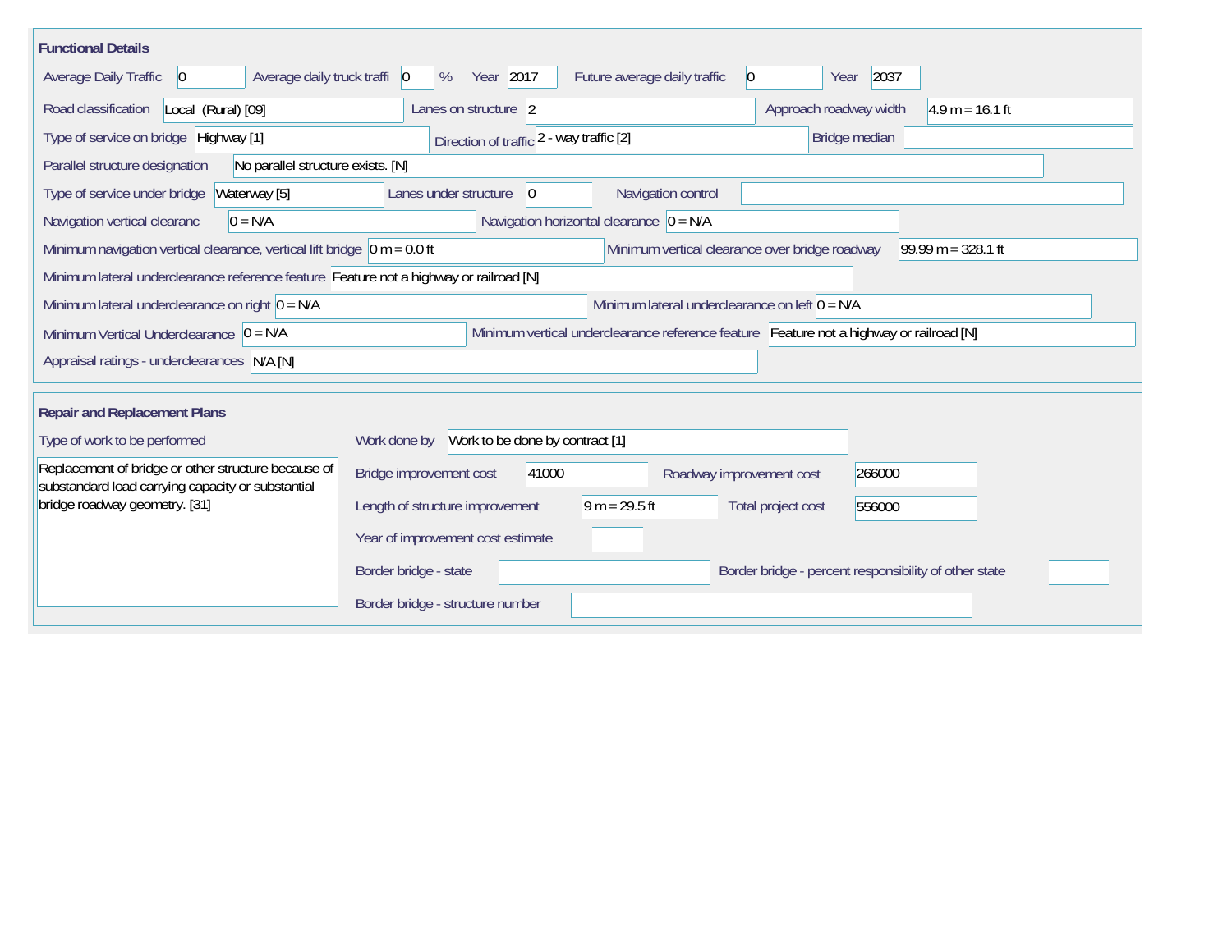## Functional Details

| Field | Value |
| --- | --- |
| Average Daily Traffic | 0 |
| Average daily truck traffi | 0 % |
| Year | 2017 |
| Future average daily traffic | 0 |
| Year | 2037 |
| Road classification | Local (Rural) [09] |
| Lanes on structure | 2 |
| Approach roadway width | 4.9 m = 16.1 ft |
| Type of service on bridge | Highway [1] |
| Direction of traffic | 2 - way traffic [2] |
| Bridge median | |
| Parallel structure designation | No parallel structure exists. [N] |
| Type of service under bridge | Waterway [5] |
| Lanes under structure | 0 |
| Navigation control | |
| Navigation vertical clearanc | 0 = N/A |
| Navigation horizontal clearance | 0 = N/A |
| Minimum navigation vertical clearance, vertical lift bridge | 0 m = 0.0 ft |
| Minimum vertical clearance over bridge roadway | 99.99 m = 328.1 ft |
| Minimum lateral underclearance reference feature | Feature not a highway or railroad [N] |
| Minimum lateral underclearance on right | 0 = N/A |
| Minimum lateral underclearance on left | 0 = N/A |
| Minimum Vertical Underclearance | 0 = N/A |
| Minimum vertical underclearance reference feature | Feature not a highway or railroad [N] |
| Appraisal ratings - underclearances | N/A [N] |

## Repair and Replacement Plans

| Field | Value |
| --- | --- |
| Type of work to be performed | Replacement of bridge or other structure because of substandard load carrying capacity or substantial bridge roadway geometry. [31] |
| Work done by | Work to be done by contract [1] |
| Bridge improvement cost | 41000 |
| Roadway improvement cost | 266000 |
| Length of structure improvement | 9 m = 29.5 ft |
| Total project cost | 556000 |
| Year of improvement cost estimate | |
| Border bridge - state | |
| Border bridge - percent responsibility of other state | |
| Border bridge - structure number | |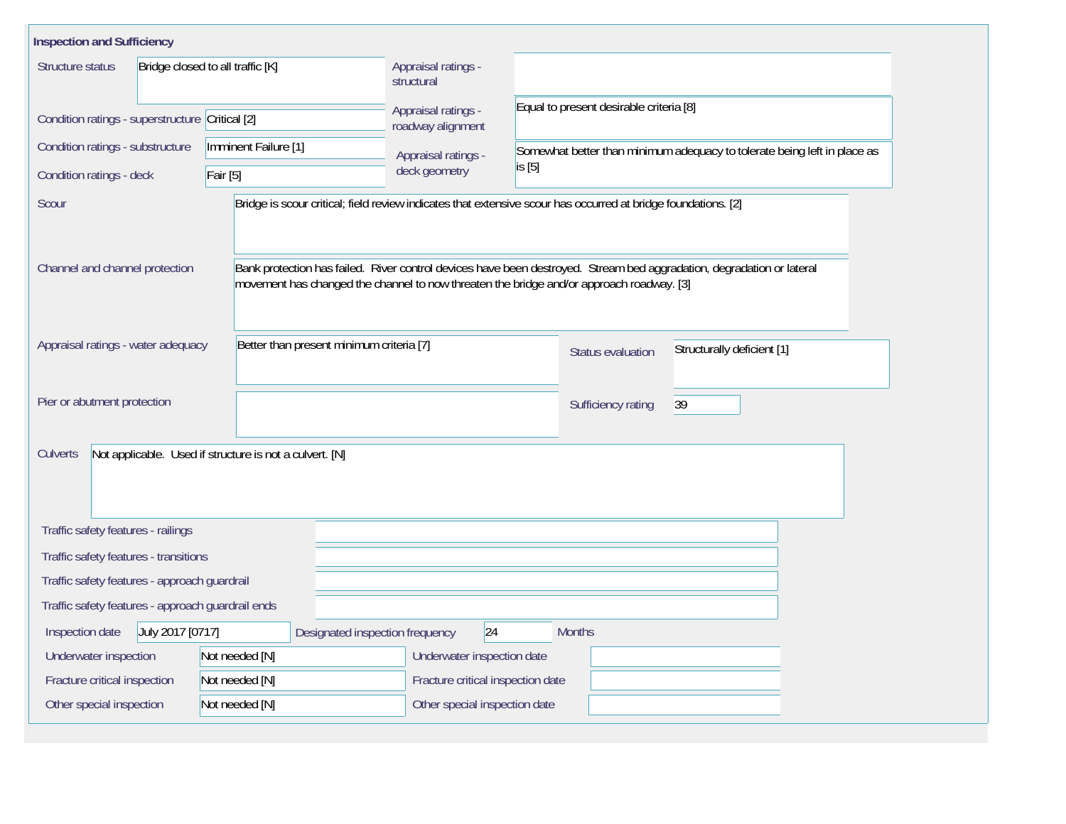## Inspection and Sufficiency

| Field | Value |
|---|---|
| Structure status | Bridge closed to all traffic [K] |
| Condition ratings - superstructure | Critical [2] |
| Condition ratings - substructure | Imminent Failure [1] |
| Condition ratings - deck | Fair [5] |
| Appraisal ratings - structural | |
| Appraisal ratings - roadway alignment | Equal to present desirable criteria [8] |
| Appraisal ratings - deck geometry | Somewhat better than minimum adequacy to tolerate being left in place as is [5] |
| Scour | Bridge is scour critical; field review indicates that extensive scour has occurred at bridge foundations. [2] |
| Channel and channel protection | Bank protection has failed. River control devices have been destroyed. Stream bed aggradation, degradation or lateral movement has changed the channel to now threaten the bridge and/or approach roadway. [3] |
| Appraisal ratings - water adequacy | Better than present minimum criteria [7] |
| Status evaluation | Structurally deficient [1] |
| Pier or abutment protection | |
| Sufficiency rating | 39 |
| Culverts | Not applicable. Used if structure is not a culvert. [N] |
| Traffic safety features - railings | |
| Traffic safety features - transitions | |
| Traffic safety features - approach guardrail | |
| Traffic safety features - approach guardrail ends | |
| Inspection date | July 2017 [0717] |
| Designated inspection frequency | 24 Months |
| Underwater inspection | Not needed [N] |
| Underwater inspection date | |
| Fracture critical inspection | Not needed [N] |
| Fracture critical inspection date | |
| Other special inspection | Not needed [N] |
| Other special inspection date | |